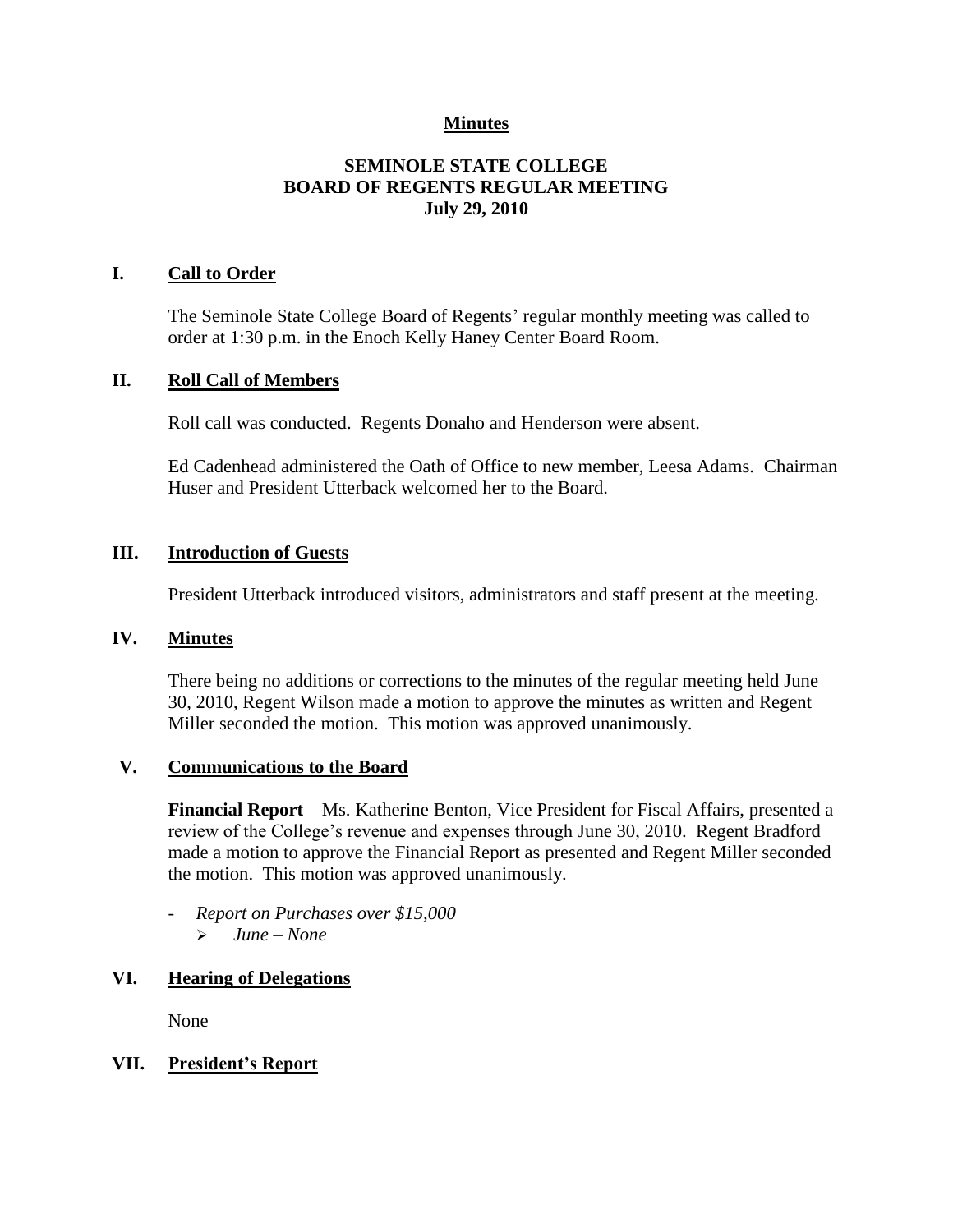**Minutes**

# SEMINOLE STATE COLLEGE
# BOARD OF REGENTS REGULAR MEETING
**July 29, 2010**

## I. Call to Order

The Seminole State College Board of Regents' regular monthly meeting was called to order at 1:30 p.m. in the Enoch Kelly Haney Center Board Room.

## II. Roll Call of Members

Roll call was conducted. Regents Donaho and Henderson were absent.

Ed Cadenhead administered the Oath of Office to new member, Leesa Adams. Chairman Huser and President Utterback welcomed her to the Board.

## III. Introduction of Guests

President Utterback introduced visitors, administrators and staff present at the meeting.

## IV. Minutes

There being no additions or corrections to the minutes of the regular meeting held June 30, 2010, Regent Wilson made a motion to approve the minutes as written and Regent Miller seconded the motion. This motion was approved unanimously.

## V. Communications to the Board

**Financial Report** – Ms. Katherine Benton, Vice President for Fiscal Affairs, presented a review of the College's revenue and expenses through June 30, 2010. Regent Bradford made a motion to approve the Financial Report as presented and Regent Miller seconded the motion. This motion was approved unanimously.

- *Report on Purchases over $15,000*
  - *June – None*

## VI. Hearing of Delegations

None

## VII. President's Report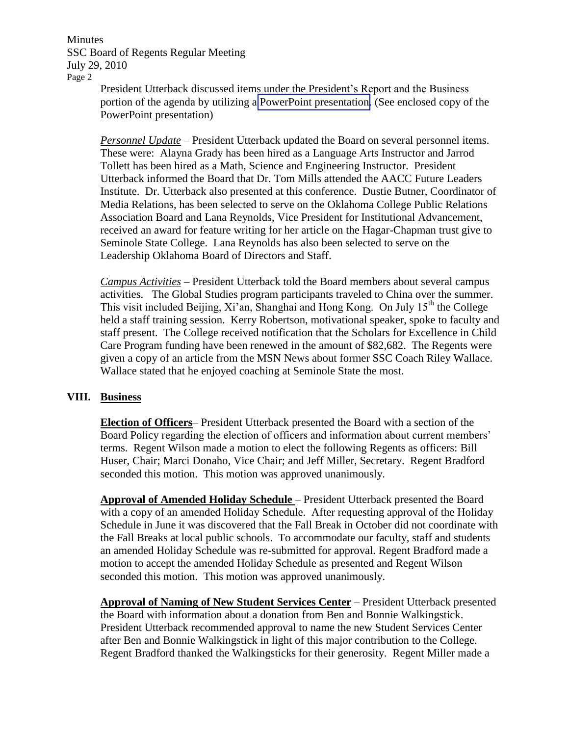President Utterback discussed items under the President's Report and the Business portion of the agenda by utilizing a PowerPoint presentation. (See enclosed copy of the PowerPoint presentation)

*Personnel Update* – President Utterback updated the Board on several personnel items. These were: Alayna Grady has been hired as a Language Arts Instructor and Jarrod Tollett has been hired as a Math, Science and Engineering Instructor. President Utterback informed the Board that Dr. Tom Mills attended the AACC Future Leaders Institute. Dr. Utterback also presented at this conference. Dustie Butner, Coordinator of Media Relations, has been selected to serve on the Oklahoma College Public Relations Association Board and Lana Reynolds, Vice President for Institutional Advancement, received an award for feature writing for her article on the Hagar-Chapman trust give to Seminole State College. Lana Reynolds has also been selected to serve on the Leadership Oklahoma Board of Directors and Staff.

*Campus Activities* – President Utterback told the Board members about several campus activities. The Global Studies program participants traveled to China over the summer. This visit included Beijing, Xi'an, Shanghai and Hong Kong. On July 15th the College held a staff training session. Kerry Robertson, motivational speaker, spoke to faculty and staff present. The College received notification that the Scholars for Excellence in Child Care Program funding have been renewed in the amount of $82,682. The Regents were given a copy of an article from the MSN News about former SSC Coach Riley Wallace. Wallace stated that he enjoyed coaching at Seminole State the most.

## VIII. Business

**Election of Officers**– President Utterback presented the Board with a section of the Board Policy regarding the election of officers and information about current members' terms. Regent Wilson made a motion to elect the following Regents as officers: Bill Huser, Chair; Marci Donaho, Vice Chair; and Jeff Miller, Secretary. Regent Bradford seconded this motion. This motion was approved unanimously.

**Approval of Amended Holiday Schedule** – President Utterback presented the Board with a copy of an amended Holiday Schedule. After requesting approval of the Holiday Schedule in June it was discovered that the Fall Break in October did not coordinate with the Fall Breaks at local public schools. To accommodate our faculty, staff and students an amended Holiday Schedule was re-submitted for approval. Regent Bradford made a motion to accept the amended Holiday Schedule as presented and Regent Wilson seconded this motion. This motion was approved unanimously.

**Approval of Naming of New Student Services Center** – President Utterback presented the Board with information about a donation from Ben and Bonnie Walkingstick. President Utterback recommended approval to name the new Student Services Center after Ben and Bonnie Walkingstick in light of this major contribution to the College. Regent Bradford thanked the Walkingsticks for their generosity. Regent Miller made a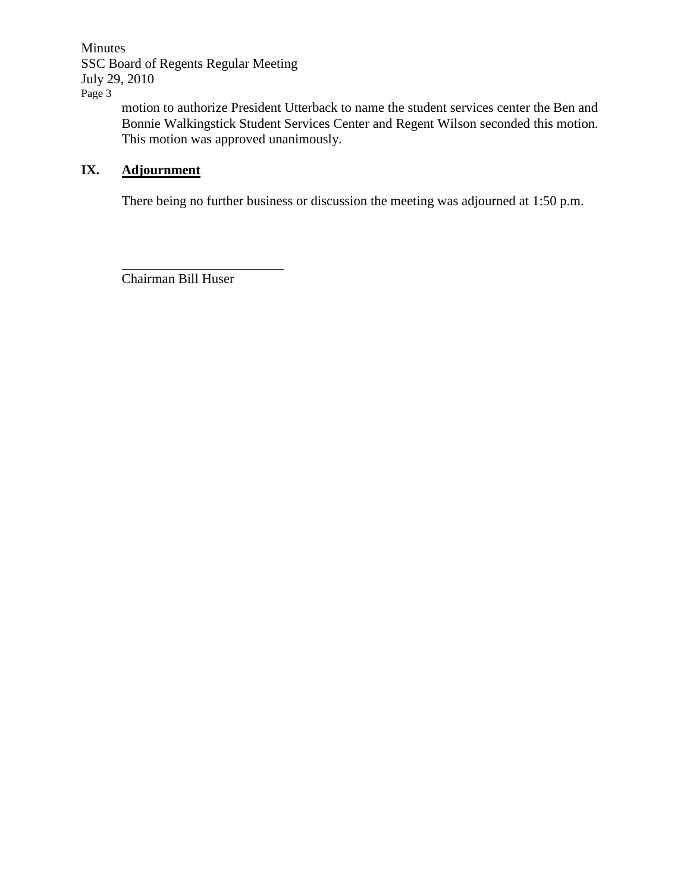motion to authorize President Utterback to name the student services center the Ben and Bonnie Walkingstick Student Services Center and Regent Wilson seconded this motion. This motion was approved unanimously.

## IX. Adjournment

There being no further business or discussion the meeting was adjourned at 1:50 p.m.

\_\_\_\_\_\_\_\_\_\_\_\_\_\_\_\_\_\_\_\_\_\_\_\_\_\_

Chairman Bill Huser